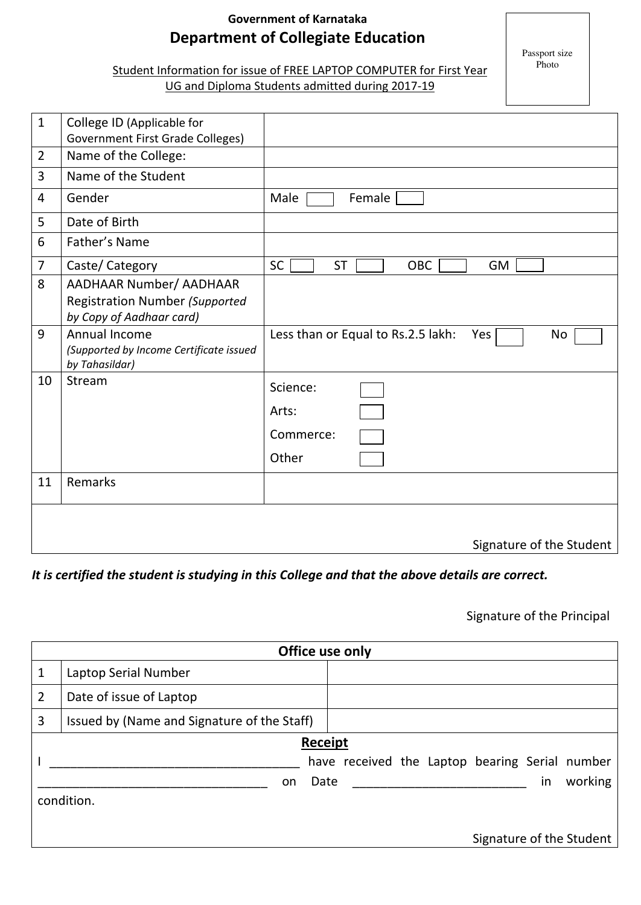**Government of Karnataka**

# Department of Collegiate Education

Student Information for issue of FREE LAPTOP COMPUTER for First Year UG and Diploma Students admitted during 2017-19

Passport size Photo

| | | |
|---|---|---|
| 1 | College ID (Applicable for Government First Grade Colleges) | |
| 2 | Name of the College: | |
| 3 | Name of the Student | |
| 4 | Gender | Male ☐ Female ☐ |
| 5 | Date of Birth | |
| 6 | Father's Name | |
| 7 | Caste/ Category | SC ☐ ST ☐ OBC ☐ GM ☐ |
| 8 | AADHAAR Number/ AADHAAR Registration Number *(Supported by Copy of Aadhaar card)* | |
| 9 | Annual Income *(Supported by Income Certificate issued by Tahasildar)* | Less than or Equal to Rs.2.5 lakh: Yes ☐ No ☐ |
| 10 | Stream | Science: ☐ Arts: ☐ Commerce: ☐ Other ☐ |
| 11 | Remarks | |

Signature of the Student

***It is certified the student is studying in this College and that the above details are correct.***

Signature of the Principal

| **Office use only** | | |
|---|---|---|
| 1 | Laptop Serial Number | |
| 2 | Date of issue of Laptop | |
| 3 | Issued by (Name and Signature of the Staff) | |

**Receipt**

I ___________________________________ have received the Laptop bearing Serial number _________________________________ on Date ________________________ in working condition.

Signature of the Student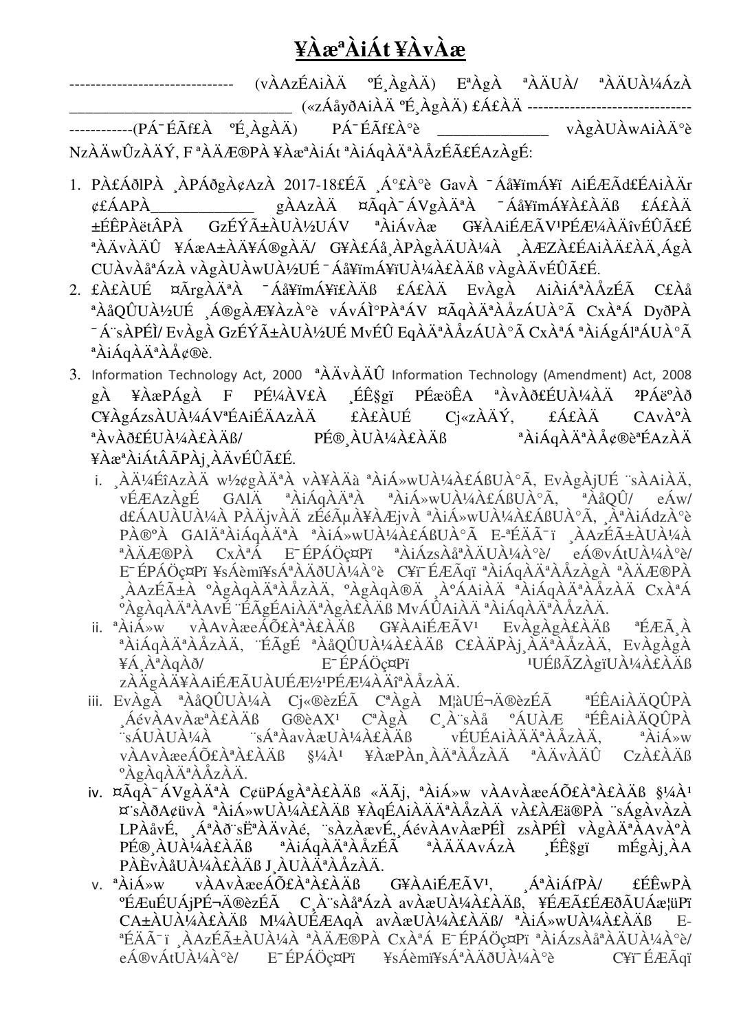# ¥ÀæªÀiÁt ¥ÀvÀæ

------------------------------- (vÀAzÉAiÀÄ ºÉ¸ÀgÀÄ) EªÀgÀ ªÀÄUÀ/ ªÀÄUÀ¼ÁzÀ _____________________________ («zÁåyðAiÀÄ ºÉ¸ÀgÀÄ) £Á£ÀÄ ------------------------------- ------------(PÁ¯ÉÃf£À ºÉ¸ÀgÀÄ) PÁ¯ÉÃf£À°è ______________ vÀgÀUÀwAiÀÄ°è NzÀÄwÛzÀÄÝ, F ªÀÄÆ®PÀ ¥ÀæªÀiÁt ªÀiÁqÀÄªÀÅzÉÃ£ÉAzÀgÉ:

1. PÀ£ÁðlPÀ ¸ÀPÁðgÀ¢AzÀ 2017-18£ÉÃ ¸Á°£À°è GavÀ ¯Áå¥ïmÁ¥ï AiÉÆÃd£ÉAiÀÄr ¢£ÁAPÀ_____________ gÀAzÀÄ ¤ÃqÀ¯ÁVgÀÄªÀ ¯Áå¥ïmÁ¥À£ÀÄß £Á£ÀÄ ±ÉÊPÀëtÂPÀ GzÉÝÃ±ÀUÀ½UÁV ªÀiÁvÀæ G¥ÀAiÉÆÃV¹PÉÆ¼ÀÄîvÉÛÃ£É ªÀÄvÀÄÛ ¥ÁæA±ÀÄ¥Á®gÀÄ/ G¥À£Áå¸ÀPÀgÀÄUÀ¼À ¸ÀÆZÀ£ÉAiÀÄ£ÀÄ¸ÁgÀ CUÀvÀåªÁzÀ vÀgÀUÀwUÀ½UÉ ¯Áå¥ïmÁ¥ïUÀ¼À£ÀÄß vÀgÀÄvÉÛÃ£É.
2. £À£ÀUÉ ¤ÃrgÀÄªÀ ¯Áå¥ïmÁ¥ï£ÀÄß £Á£ÀÄ EvÀgÀ AiÀiÁªÀÅzÉÃ C£Àå ªÀåQÛUÀ½UÉ ¸Á®gÀÆ¥ÀzÀ°è vÁvÁÌ°PÀªÁV ¤ÃqÀÄªÀÅzÁUÀ°Ã CxÀªÁ DyðPÀ ¯Á¨sÀPÉÌ/ EvÀgÀ GzÉÝÃ±ÀUÀ½UÉ MvÉÛ EqÀÄªÀÅzÁUÀ°Ã CxÀªÁ ªÀiÁgÁlªÁUÀ°Ã ªÀiÁqÀÄªÀÅ¢®è.
3. Information Technology Act, 2000 ªÀÄvÀÄÛ Information Technology (Amendment) Act, 2008 gÀ ¥ÀæPÁgÀ F PÉ¼ÀV£À ¸ÉÊ§gï PÉæöÊA ªÀvÀð£ÉUÀ¼ÀÄ ²PÁëºÀð C¥ÀgÁzsÀUÀ¼ÁVªÉAiÉÄAzÀÄ £À£ÀUÉ Cj«zÀÄÝ, £Á£ÀÄ CAvÀºÀ ªÀvÀð£ÉUÀ¼À£ÀÄß/ PÉ®¸ÀUÀ¼À£ÀÄß ªÀiÁqÀÄªÀÅ¢®èªÉAzÀÄ ¥ÀæªÀiÁtÃPÀj¸ÀÄvÉÛÃ£É.
   i. ¸ÀÄ¼ÉîAzÀÄ w½¢gÀÄªÀ vÀ¥ÀÄà ªÀiÁ»wUÀ¼À£ÁßUÀ°Ã, EvÀgÀjUÉ ¨sÀAiÀÄ, vÉÆAzÀgÉ GAlÄ ªÀiÁqÀÄªÀ ªÀiÁ»wUÀ¼À£ÁßUÀ°Ã, ªÀåQÛ/ eÁw/ d£ÁAUÀUÀ¼À PÀÄjvÀÄ zÉéµÀ¥ÀÆjvÀ ªÀiÁ»wUÀ¼À£ÁßUÀ°Ã, ¸ÀªÀiÁdzÀ°è PÀ®ºÀ GAlÄªÀiÁqÀÄªÀ ªÀiÁ»wUÀ¼À£ÁßUÀ°Ã E-ªÉÄÃ¯ï ¸ÀAzÉÃ±ÀUÀ¼À ªÀÄÆ®PÀ CxÀªÁ E¯ÉPÁÖç¤Pï ªÀiÁzsÀåªÀÄUÀ¼À°è/ eÁ®vÁtUÀ¼À°è/ E¯ÉPÁÖç¤Pï ¥ÁèmïÁ¥sÁªÀÄðUÀ¼À°è C¥ï¯ÉÆÃqï ªÀiÁqÀÄªÀÅzÀgÀ ªÀÄÆ®PÀ ¸ÀAzÉÃ±À ºÀgÀqÀÄªÀÅzÀÄ, ºÀgÀqÀ®Ä ¸ÀºÁAiÀÄ ªÀiÁqÀÄªÀÅzÀÄ CxÀªÁ ºÀgÀqÀÄªÀAvÉ ¨ÉÃgÉÃAiÀÄªÀgÀ£ÀÄß MvÁÛAiÀÄ ªÀiÁqÀÄªÀÅzÀÄ.
   ii. ªÀiÁ»w vÀAvÀæeÁÕ£ÀªÀ£ÀÄß G¥ÀAiÉÆÃV¹ EvÀgÀgÀ£ÀÄß ªÉÆÃ¸À ªÀiÁqÀÄªÀÅzÀÄ, ¨ÉÃgÉ ªÀåQÛUÀ¼À£ÀÄß C£ÀÄPÀj¸ÀÄªÀÅzÀÄ, EvÀgÀgÀ ¥Á¸ÀªÀqÀð/ E¯ÉPÁÖç¤Pï ¹UÉßÃZÀgïUÀ¼À£ÀÄß zÀÄgÀÄ¥ÀAiÉÆÃUÀUÉÆ½¸ÀÄîªÀÅzÀÄ.
   iii. EvÀgÀ ªÀåQÛUÀ¼À Cj«®èzÉÃ CªÀgÀ M¦àUÉ¬Ä®èzÉÃ ªÉÊAiÀÄQÛPÀ ¸ÁévÀAvÀæªÀ£ÀÄß G®èAX¹ CªÀgÀ C¸À¨sÀå ºÁUÀÆ ªÉÊAiÀÄQÛPÀ ¨sÁUÀUÀ¼À ¨sÁªÀavÀæUÀ¼À£ÀÄß vÉUÉAiÀÄÄªÀÅzÀÄ, ªÀiÁ»w vÀAvÀæeÁÕ£ÀªÀ£ÀÄß §¼À¹ ¥ÀæPÀn¸ÀÄªÀÅzÀÄ ªÀÄvÀÄÛ CzÀ£ÀÄß ºÀgÀqÀÄªÀÅzÀÄ.
   iv. ¤ÃqÀ¯ÁVgÀÄªÀ C¢üPÁgÀªÀ£ÀÄß «Ãj, ªÀiÁ»w vÀAvÀæeÁÕ£ÀªÀ£ÀÄß §¼À¹ ¤¨sÀðA¢üvÀ ªÀiÁ»wUÀ¼À£ÀÄß ¥ÀqÉAiÀÄÄªÀÅzÀÄ vÀ£ÀÆä®PÀ ¨sÁgÀvÀzÀ LPÀåvÉ, ¸ÁªÀð¨sËªÀÄvÀé, ¨sÀzÀævÉ,¸ÁévÀAvÀæPÉÌ zsÀPÉÌ vÀgÀÄªÀAvÀºÀ PÉ®¸ÀUÀ¼À£ÀÄß ªÀiÁqÀÄªÀÅzÉÃ ªÀÄÄAvÁzÀ ¸ÉÊ§gï mÉgÀj¸ÀA PÀÈvÀåUÀ¼À£ÀÄß J¸ÀUÀÄªÀÅzÀÄ.
   v. ªÀiÁ»w vÀAvÀæeÁÕ£ÀªÀ£ÀÄß G¥ÀAiÉÆÃV¹, ¸ÁªÀiÁfPÀ/ £ÉÊwPÀ ºÉÆuÉUÁjPÉ¬Ä®èzÉÃ C¸À¨sÀåªÁzÀ avÀæUÀ¼À£ÀÄß, ¥ÉÆÃ£ÉÆðÃUÁæ¦üPï CA±ÀUÀ¼À£ÀÄß M¼ÀUÉÆAqÀ avÀæUÀ¼À£ÀÄß/ ªÀiÁ»wUÀ¼À£ÀÄß E-ªÉÄÃ¯ï ¸ÀAzÉÃ±ÀUÀ¼À ªÀÄÆ®PÀ CxÀªÁ E¯ÉPÁÖç¤Pï ªÀiÁzsÀåªÀÄUÀ¼À°è/ eÁ®vÁtUÀ¼À°è/ E¯ÉPÁÖç¤Pï ¥ÁèmïÁ¥sÁªÀÄðUÀ¼À°è C¥ï¯ÉÆÃqï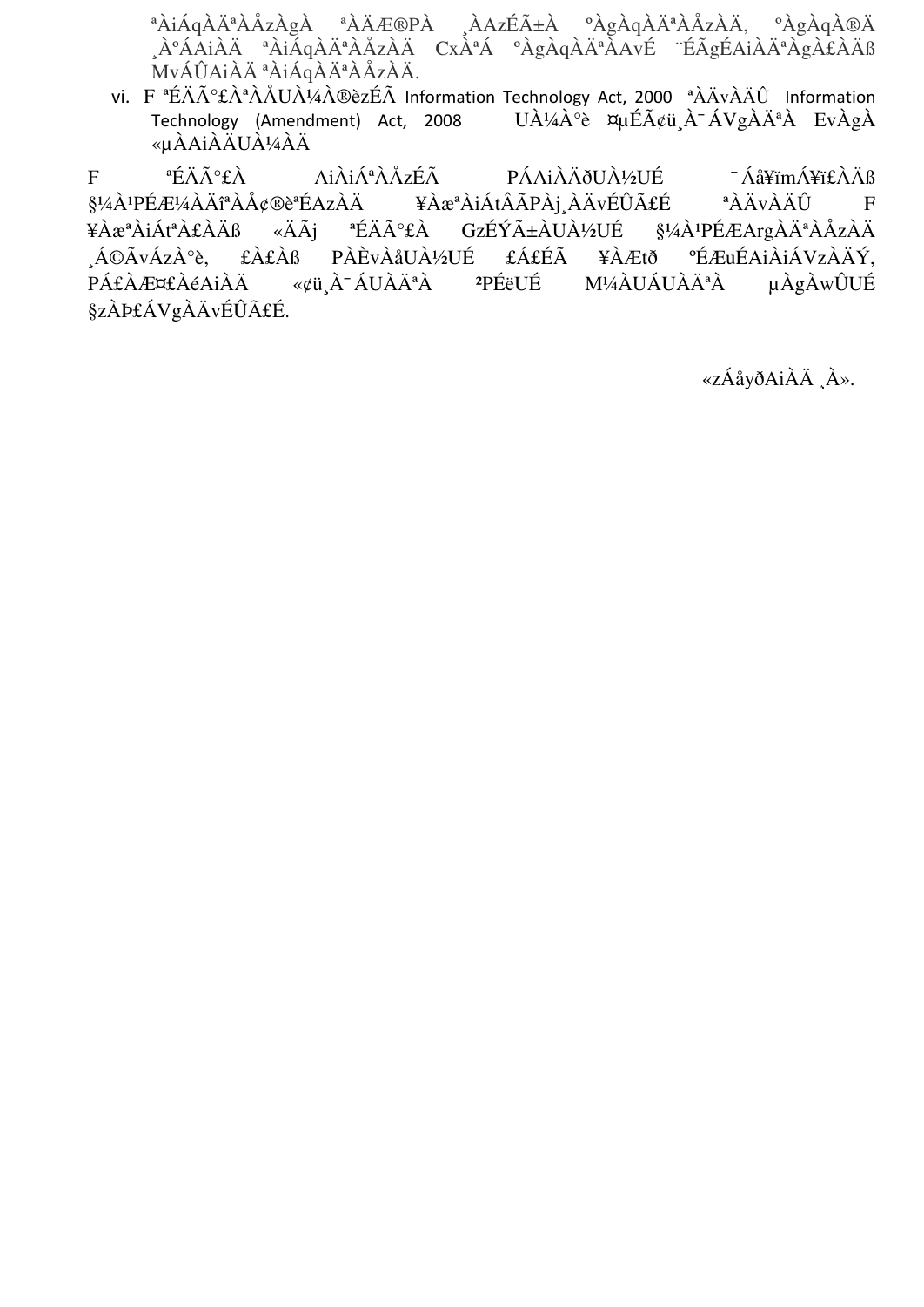ªÀiÁqÀÄªÀÅzÀgÀ ªÀÄÆ®PÀ ¸ÀAzÉÃ±À ºÀgÀqÀÄªÀÅzÀÄ, ºÀgÀqÀ®Ä ¸ÀºÁAiÀÄ ªÀiÁqÀÄªÀÅzÀÄ CxÀªÁ ºÀgÀqÀÄªÀAvÉ ¨ÉÃgÉAiÀÄªÀgÀ£ÀÄß MvÁÛAiÀÄ ªÀiÁqÀÄªÀÅzÀÄ.

vi. F ªÉÄÃ°£ÀªÀÅUÀ¼À®èzÉÃ Information Technology Act, 2000 ªÀÄvÀÄÛ Information Technology (Amendment) Act, 2008 UÀ¼À°è ¤µÉÃ¢ü¸À¯ÁVgÀÄªÀ EvÀgÀ «µÀAiÀÄUÀ¼ÀÄ

F ªÉÄÃ°£À AiÀiÁªÀÅzÉÃ PÁAiÀÄðUÀ½UÉ ¯Áå¥ïmÁ¥ï£ÀÄß §¼À¹PÉÆ¼ÀÄîªÀÅ¢®èªÉAzÀÄ ¥ÀæªÀiÁtÃPÀj¸ÀÄvÉÛÃ£É ªÀÄvÀÄÛ F ¥ÀæªÀiÁtªÀ£ÀÄß «ÄÃj ªÉÄÃ°£À GzÉÝÃ±ÀUÀ½UÉ §¼À¹PÉÆArgÀÄªÀÅzÀÄ ¸Á©ÃvÁzÀ°è, £À£ÀB PÀÈvÀåUÀ½UÉ £Á£ÉÃ ¥ÀÆtð ºÉÆuÉAiÀiÁVzÀÄÝ, PÁ£ÀÆ¤£ÀéAiÀÄ «¢ü¸À¯ÁUÀÄªÀ ²PÉëUÉ M¼ÀUÁUÀÄªÀ µÀgÀwÛUÉ §zÀÞ£ÁVgÀÄvÉÛÃ£É.

«zÁåyðAiÀÄ ¸À».